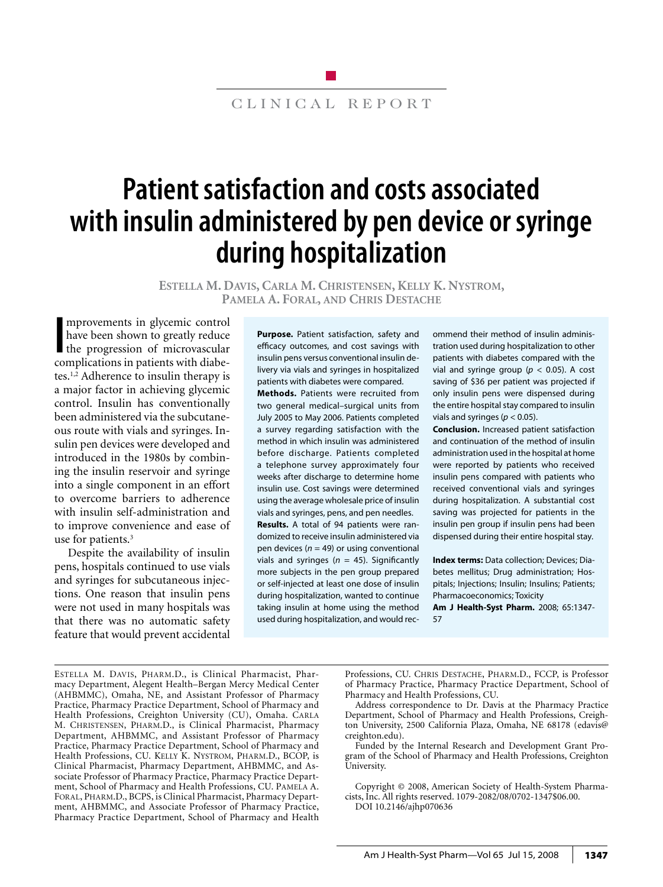CLINICAL REPORT

# Patient satisfaction and costs associated with insulin administered by pen device or syringe during hospitalization

**ESTELLA M. DAVIS, CARLA M. CHRISTENSEN, KELLY K. NYSTROM, PAMELA A. FORAL, AND CHRIS DESTACHE**

**Purpose.** Patient satisfaction, safety and efficacy outcomes, and cost savings with insulin pens versus conventional insulin delivery via vials and syringes in hospitalized patients with diabetes were compared.

**Methods.** Patients were recruited from two general medical–surgical units from July 2005 to May 2006. Patients completed a survey regarding satisfaction with the method in which insulin was administered before discharge. Patients completed a telephone survey approximately four weeks after discharge to determine home insulin use. Cost savings were determined using the average wholesale price of insulin vials and syringes, pens, and pen needles.

**Results.** A total of 94 patients were randomized to receive insulin administered via pen devices ($n = 49$) or using conventional vials and syringes ($n = 45$). Significantly more subjects in the pen group prepared or self-injected at least one dose of insulin during hospitalization, wanted to continue taking insulin at home using the method used during hospitalization, and would recommend their method of insulin administration used during hospitalization to other patients with diabetes compared with the vial and syringe group ($p < 0.05$). A cost saving of $36 per patient was projected if only insulin pens were dispensed during the entire hospital stay compared to insulin vials and syringes ($p < 0.05$).

**Conclusion.** Increased patient satisfaction and continuation of the method of insulin administration used in the hospital at home were reported by patients who received insulin pens compared with patients who received conventional vials and syringes during hospitalization. A substantial cost saving was projected for patients in the insulin pen group if insulin pens had been dispensed during their entire hospital stay.

**Index terms:** Data collection; Devices; Diabetes mellitus; Drug administration; Hospitals; Injections; Insulin; Insulins; Patients; Pharmacoeconomics; Toxicity

**Am J Health-Syst Pharm.** 2008; 65:1347-57

Improvements in glycemic control have been shown to greatly reduce the progression of microvascular complications in patients with diabetes.[1,2] Adherence to insulin therapy is a major factor in achieving glycemic control. Insulin has conventionally been administered via the subcutaneous route with vials and syringes. Insulin pen devices were developed and introduced in the 1980s by combining the insulin reservoir and syringe into a single component in an effort to overcome barriers to adherence with insulin self-administration and to improve convenience and ease of use for patients.[3]

Despite the availability of insulin pens, hospitals continued to use vials and syringes for subcutaneous injections. One reason that insulin pens were not used in many hospitals was that there was no automatic safety feature that would prevent accidental

---

ESTELLA M. DAVIS, PHARM.D., is Clinical Pharmacist, Pharmacy Department, Alegent Health–Bergan Mercy Medical Center (AHBMMC), Omaha, NE, and Assistant Professor of Pharmacy Practice, Pharmacy Practice Department, School of Pharmacy and Health Professions, Creighton University (CU), Omaha. CARLA M. CHRISTENSEN, PHARM.D., is Clinical Pharmacist, Pharmacy Department, AHBMMC, and Assistant Professor of Pharmacy Practice, Pharmacy Practice Department, School of Pharmacy and Health Professions, CU. KELLY K. NYSTROM, PHARM.D., BCOP, is Clinical Pharmacist, Pharmacy Department, AHBMMC, and Associate Professor of Pharmacy Practice, Pharmacy Practice Department, School of Pharmacy and Health Professions, CU. PAMELA A. FORAL, PHARM.D., BCPS, is Clinical Pharmacist, Pharmacy Department, AHBMMC, and Associate Professor of Pharmacy Practice, Pharmacy Practice Department, School of Pharmacy and Health Professions, CU. CHRIS DESTACHE, PHARM.D., FCCP, is Professor of Pharmacy Practice, Pharmacy Practice Department, School of Pharmacy and Health Professions, CU.

Address correspondence to Dr. Davis at the Pharmacy Practice Department, School of Pharmacy and Health Professions, Creighton University, 2500 California Plaza, Omaha, NE 68178 (edavis@creighton.edu).

Funded by the Internal Research and Development Grant Program of the School of Pharmacy and Health Professions, Creighton University.

Copyright © 2008, American Society of Health-System Pharmacists, Inc. All rights reserved. 1079-2082/08/0702-1347$06.00.

DOI 10.2146/ajhp070636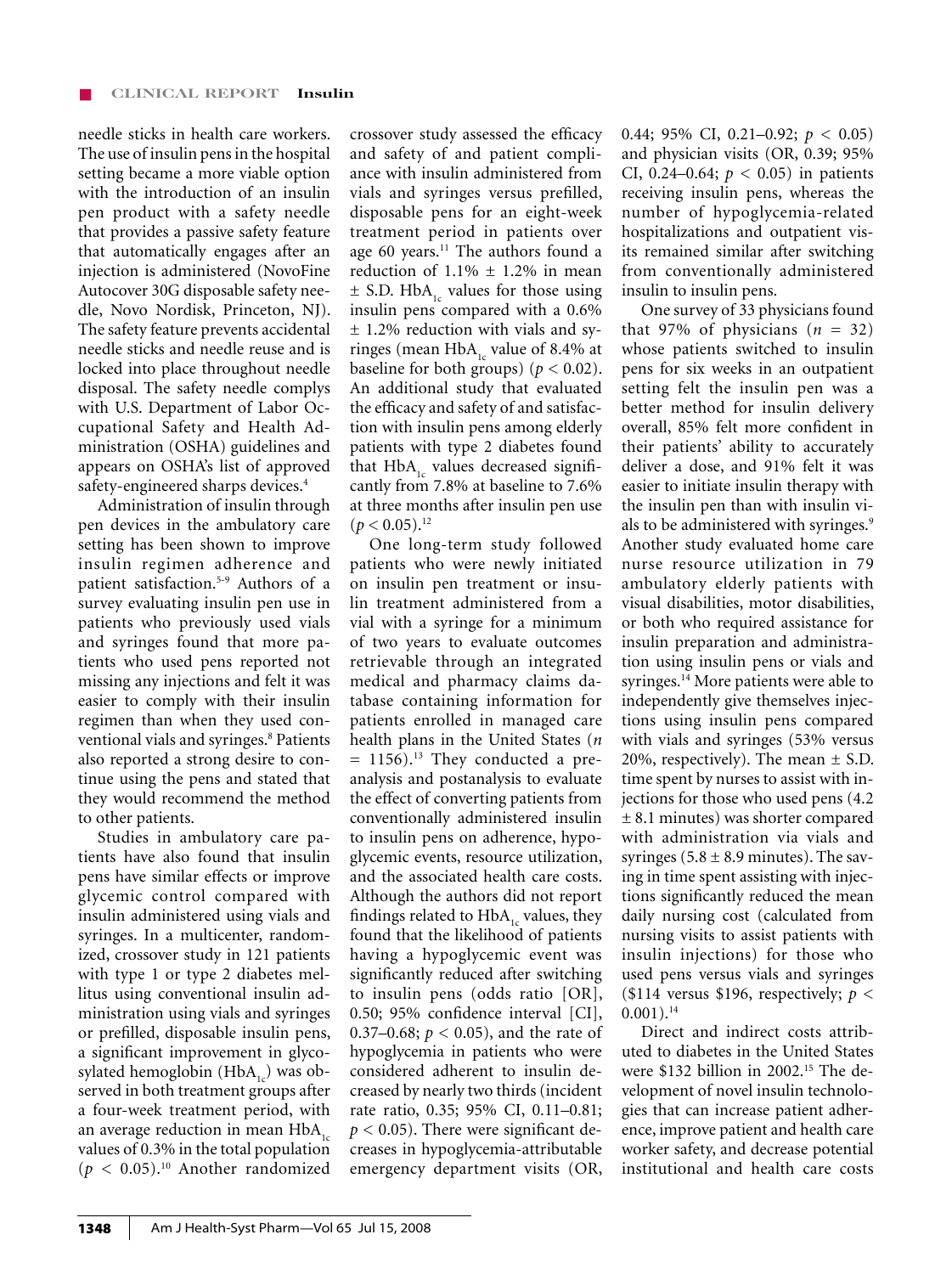needle sticks in health care workers. The use of insulin pens in the hospital setting became a more viable option with the introduction of an insulin pen product with a safety needle that provides a passive safety feature that automatically engages after an injection is administered (NovoFine Autocover 30G disposable safety needle, Novo Nordisk, Princeton, NJ). The safety feature prevents accidental needle sticks and needle reuse and is locked into place throughout needle disposal. The safety needle complys with U.S. Department of Labor Occupational Safety and Health Administration (OSHA) guidelines and appears on OSHA's list of approved safety-engineered sharps devices.[4]

Administration of insulin through pen devices in the ambulatory care setting has been shown to improve insulin regimen adherence and patient satisfaction.[5-9] Authors of a survey evaluating insulin pen use in patients who previously used vials and syringes found that more patients who used pens reported not missing any injections and felt it was easier to comply with their insulin regimen than when they used conventional vials and syringes.[8] Patients also reported a strong desire to continue using the pens and stated that they would recommend the method to other patients.

Studies in ambulatory care patients have also found that insulin pens have similar effects or improve glycemic control compared with insulin administered using vials and syringes. In a multicenter, randomized, crossover study in 121 patients with type 1 or type 2 diabetes mellitus using conventional insulin administration using vials and syringes or prefilled, disposable insulin pens, a significant improvement in glycosylated hemoglobin ($HbA_{1c}$) was observed in both treatment groups after a four-week treatment period, with an average reduction in mean $HbA_{1c}$ values of 0.3% in the total population ($p < 0.05$).[10] Another randomized crossover study assessed the efficacy and safety of and patient compliance with insulin administered from vials and syringes versus prefilled, disposable pens for an eight-week treatment period in patients over age 60 years.[11] The authors found a reduction of 1.1% ± 1.2% in mean ± S.D. $HbA_{1c}$ values for those using insulin pens compared with a 0.6% ± 1.2% reduction with vials and syringes (mean $HbA_{1c}$ value of 8.4% at baseline for both groups) ($p < 0.02$). An additional study that evaluated the efficacy and safety of and satisfaction with insulin pens among elderly patients with type 2 diabetes found that $HbA_{1c}$ values decreased significantly from 7.8% at baseline to 7.6% at three months after insulin pen use ($p < 0.05$).[12]

One long-term study followed patients who were newly initiated on insulin pen treatment or insulin treatment administered from a vial with a syringe for a minimum of two years to evaluate outcomes retrievable through an integrated medical and pharmacy claims database containing information for patients enrolled in managed care health plans in the United States ($n$ = 1156).[13] They conducted a preanalysis and postanalysis to evaluate the effect of converting patients from conventionally administered insulin to insulin pens on adherence, hypoglycemic events, resource utilization, and the associated health care costs. Although the authors did not report findings related to $HbA_{1c}$ values, they found that the likelihood of patients having a hypoglycemic event was significantly reduced after switching to insulin pens (odds ratio [OR], 0.50; 95% confidence interval [CI], 0.37–0.68; $p < 0.05$), and the rate of hypoglycemia in patients who were considered adherent to insulin decreased by nearly two thirds (incident rate ratio, 0.35; 95% CI, 0.11–0.81; $p < 0.05$). There were significant decreases in hypoglycemia-attributable emergency department visits (OR, 0.44; 95% CI, 0.21–0.92; $p < 0.05$) and physician visits (OR, 0.39; 95% CI, 0.24–0.64; $p < 0.05$) in patients receiving insulin pens, whereas the number of hypoglycemia-related hospitalizations and outpatient visits remained similar after switching from conventionally administered insulin to insulin pens.

One survey of 33 physicians found that 97% of physicians ($n$ = 32) whose patients switched to insulin pens for six weeks in an outpatient setting felt the insulin pen was a better method for insulin delivery overall, 85% felt more confident in their patients' ability to accurately deliver a dose, and 91% felt it was easier to initiate insulin therapy with the insulin pen than with insulin vials to be administered with syringes.[9] Another study evaluated home care nurse resource utilization in 79 ambulatory elderly patients with visual disabilities, motor disabilities, or both who required assistance for insulin preparation and administration using insulin pens or vials and syringes.[14] More patients were able to independently give themselves injections using insulin pens compared with vials and syringes (53% versus 20%, respectively). The mean ± S.D. time spent by nurses to assist with injections for those who used pens (4.2 ± 8.1 minutes) was shorter compared with administration via vials and syringes (5.8 ± 8.9 minutes). The saving in time spent assisting with injections significantly reduced the mean daily nursing cost (calculated from nursing visits to assist patients with insulin injections) for those who used pens versus vials and syringes ($114 versus $196, respectively; $p < 0.001$).[14]

Direct and indirect costs attributed to diabetes in the United States were $132 billion in 2002.[15] The development of novel insulin technologies that can increase patient adherence, improve patient and health care worker safety, and decrease potential institutional and health care costs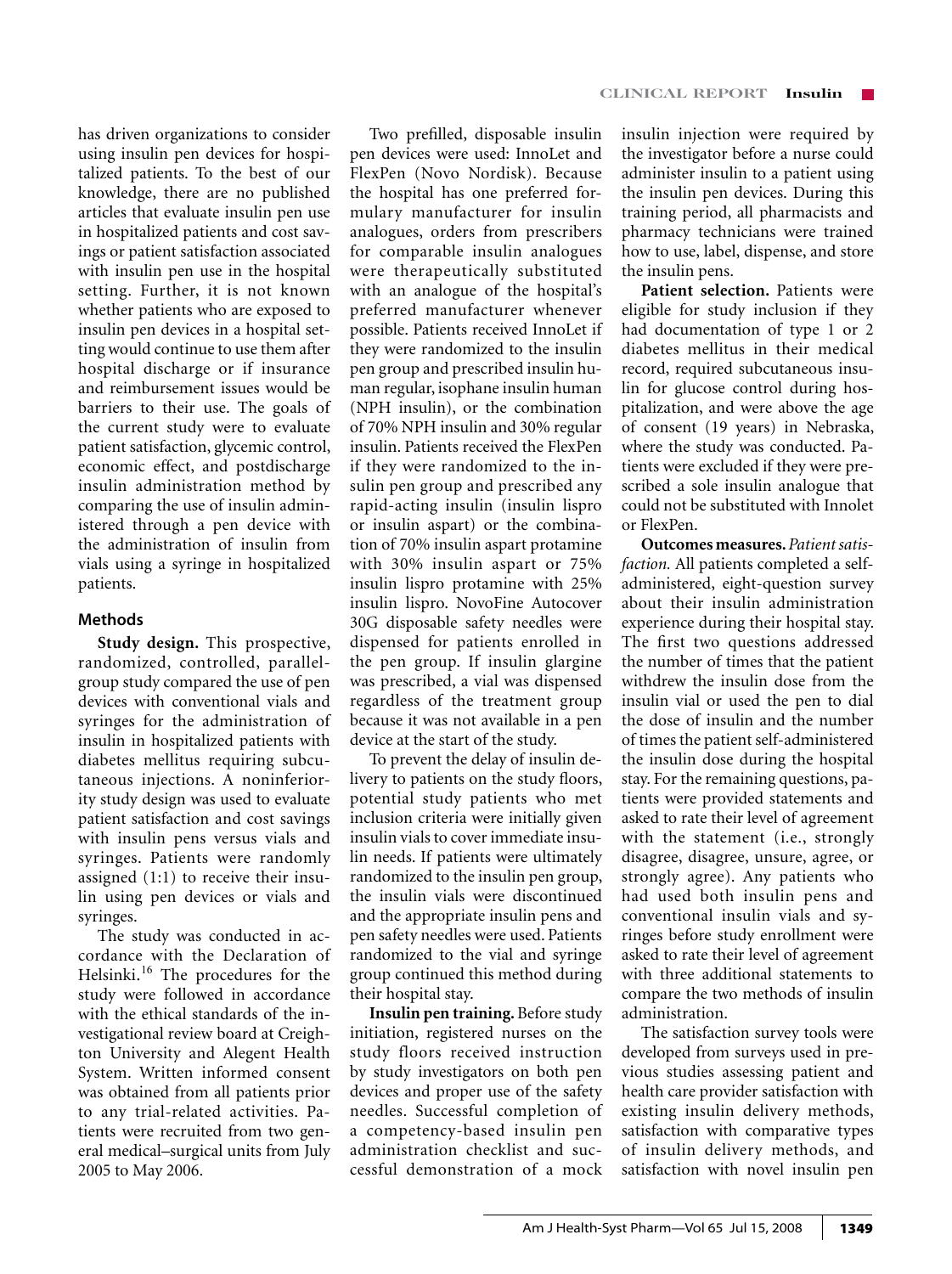has driven organizations to consider using insulin pen devices for hospitalized patients. To the best of our knowledge, there are no published articles that evaluate insulin pen use in hospitalized patients and cost savings or patient satisfaction associated with insulin pen use in the hospital setting. Further, it is not known whether patients who are exposed to insulin pen devices in a hospital setting would continue to use them after hospital discharge or if insurance and reimbursement issues would be barriers to their use. The goals of the current study were to evaluate patient satisfaction, glycemic control, economic effect, and postdischarge insulin administration method by comparing the use of insulin administered through a pen device with the administration of insulin from vials using a syringe in hospitalized patients.

## Methods

**Study design.** This prospective, randomized, controlled, parallel-group study compared the use of pen devices with conventional vials and syringes for the administration of insulin in hospitalized patients with diabetes mellitus requiring subcutaneous injections. A noninferiority study design was used to evaluate patient satisfaction and cost savings with insulin pens versus vials and syringes. Patients were randomly assigned (1:1) to receive their insulin using pen devices or vials and syringes.

The study was conducted in accordance with the Declaration of Helsinki.[16] The procedures for the study were followed in accordance with the ethical standards of the investigational review board at Creighton University and Alegent Health System. Written informed consent was obtained from all patients prior to any trial-related activities. Patients were recruited from two general medical–surgical units from July 2005 to May 2006.

Two prefilled, disposable insulin pen devices were used: InnoLet and FlexPen (Novo Nordisk). Because the hospital has one preferred formulary manufacturer for insulin analogues, orders from prescribers for comparable insulin analogues were therapeutically substituted with an analogue of the hospital's preferred manufacturer whenever possible. Patients received InnoLet if they were randomized to the insulin pen group and prescribed insulin human regular, isophane insulin human (NPH insulin), or the combination of 70% NPH insulin and 30% regular insulin. Patients received the FlexPen if they were randomized to the insulin pen group and prescribed any rapid-acting insulin (insulin lispro or insulin aspart) or the combination of 70% insulin aspart protamine with 30% insulin aspart or 75% insulin lispro protamine with 25% insulin lispro. NovoFine Autocover 30G disposable safety needles were dispensed for patients enrolled in the pen group. If insulin glargine was prescribed, a vial was dispensed regardless of the treatment group because it was not available in a pen device at the start of the study.

To prevent the delay of insulin delivery to patients on the study floors, potential study patients who met inclusion criteria were initially given insulin vials to cover immediate insulin needs. If patients were ultimately randomized to the insulin pen group, the insulin vials were discontinued and the appropriate insulin pens and pen safety needles were used. Patients randomized to the vial and syringe group continued this method during their hospital stay.

**Insulin pen training.** Before study initiation, registered nurses on the study floors received instruction by study investigators on both pen devices and proper use of the safety needles. Successful completion of a competency-based insulin pen administration checklist and successful demonstration of a mock insulin injection were required by the investigator before a nurse could administer insulin to a patient using the insulin pen devices. During this training period, all pharmacists and pharmacy technicians were trained how to use, label, dispense, and store the insulin pens.

**Patient selection.** Patients were eligible for study inclusion if they had documentation of type 1 or 2 diabetes mellitus in their medical record, required subcutaneous insulin for glucose control during hospitalization, and were above the age of consent (19 years) in Nebraska, where the study was conducted. Patients were excluded if they were prescribed a sole insulin analogue that could not be substituted with Innolet or FlexPen.

**Outcomes measures.** *Patient satisfaction.* All patients completed a self-administered, eight-question survey about their insulin administration experience during their hospital stay. The first two questions addressed the number of times that the patient withdrew the insulin dose from the insulin vial or used the pen to dial the dose of insulin and the number of times the patient self-administered the insulin dose during the hospital stay. For the remaining questions, patients were provided statements and asked to rate their level of agreement with the statement (i.e., strongly disagree, disagree, unsure, agree, or strongly agree). Any patients who had used both insulin pens and conventional insulin vials and syringes before study enrollment were asked to rate their level of agreement with three additional statements to compare the two methods of insulin administration.

The satisfaction survey tools were developed from surveys used in previous studies assessing patient and health care provider satisfaction with existing insulin delivery methods, satisfaction with comparative types of insulin delivery methods, and satisfaction with novel insulin pen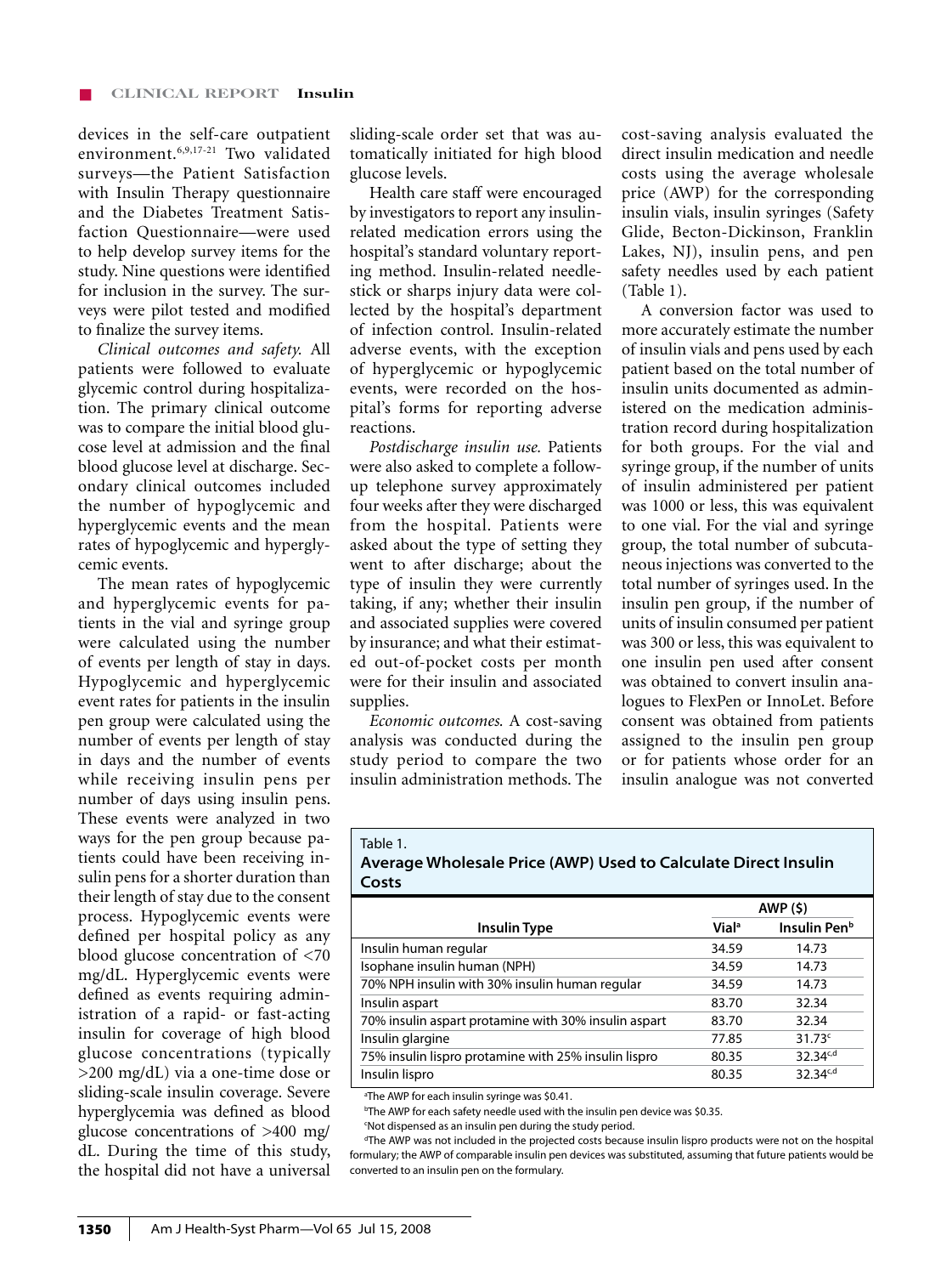devices in the self-care outpatient environment.[6,9,17-21] Two validated surveys—the Patient Satisfaction with Insulin Therapy questionnaire and the Diabetes Treatment Satisfaction Questionnaire—were used to help develop survey items for the study. Nine questions were identified for inclusion in the survey. The surveys were pilot tested and modified to finalize the survey items.

*Clinical outcomes and safety.* All patients were followed to evaluate glycemic control during hospitalization. The primary clinical outcome was to compare the initial blood glucose level at admission and the final blood glucose level at discharge. Secondary clinical outcomes included the number of hypoglycemic and hyperglycemic events and the mean rates of hypoglycemic and hyperglycemic events.

The mean rates of hypoglycemic and hyperglycemic events for patients in the vial and syringe group were calculated using the number of events per length of stay in days. Hypoglycemic and hyperglycemic event rates for patients in the insulin pen group were calculated using the number of events per length of stay in days and the number of events while receiving insulin pens per number of days using insulin pens. These events were analyzed in two ways for the pen group because patients could have been receiving insulin pens for a shorter duration than their length of stay due to the consent process. Hypoglycemic events were defined per hospital policy as any blood glucose concentration of <70 mg/dL. Hyperglycemic events were defined as events requiring administration of a rapid- or fast-acting insulin for coverage of high blood glucose concentrations (typically >200 mg/dL) via a one-time dose or sliding-scale insulin coverage. Severe hyperglycemia was defined as blood glucose concentrations of >400 mg/dL. During the time of this study, the hospital did not have a universal sliding-scale order set that was automatically initiated for high blood glucose levels.

Health care staff were encouraged by investigators to report any insulin-related medication errors using the hospital's standard voluntary reporting method. Insulin-related needlestick or sharps injury data were collected by the hospital's department of infection control. Insulin-related adverse events, with the exception of hyperglycemic or hypoglycemic events, were recorded on the hospital's forms for reporting adverse reactions.

*Postdischarge insulin use.* Patients were also asked to complete a follow-up telephone survey approximately four weeks after they were discharged from the hospital. Patients were asked about the type of setting they went to after discharge; about the type of insulin they were currently taking, if any; whether their insulin and associated supplies were covered by insurance; and what their estimated out-of-pocket costs per month were for their insulin and associated supplies.

*Economic outcomes.* A cost-saving analysis was conducted during the study period to compare the two insulin administration methods. The cost-saving analysis evaluated the direct insulin medication and needle costs using the average wholesale price (AWP) for the corresponding insulin vials, insulin syringes (Safety Glide, Becton-Dickinson, Franklin Lakes, NJ), insulin pens, and pen safety needles used by each patient (Table 1).

A conversion factor was used to more accurately estimate the number of insulin vials and pens used by each patient based on the total number of insulin units documented as administered on the medication administration record during hospitalization for both groups. For the vial and syringe group, if the number of units of insulin administered per patient was 1000 or less, this was equivalent to one vial. For the vial and syringe group, the total number of subcutaneous injections was converted to the total number of syringes used. In the insulin pen group, if the number of units of insulin consumed per patient was 300 or less, this was equivalent to one insulin pen used after consent was obtained to convert insulin analogues to FlexPen or InnoLet. Before consent was obtained from patients assigned to the insulin pen group or for patients whose order for an insulin analogue was not converted

Table 1.
**Average Wholesale Price (AWP) Used to Calculate Direct Insulin Costs**

| | AWP ($) | |
|---|---|---|
| Insulin Type | Vial[a] | Insulin Pen[b] |
| Insulin human regular | 34.59 | 14.73 |
| Isophane insulin human (NPH) | 34.59 | 14.73 |
| 70% NPH insulin with 30% insulin human regular | 34.59 | 14.73 |
| Insulin aspart | 83.70 | 32.34 |
| 70% insulin aspart protamine with 30% insulin aspart | 83.70 | 32.34 |
| Insulin glargine | 77.85 | 31.73[c] |
| 75% insulin lispro protamine with 25% insulin lispro | 80.35 | 32.34[c,d] |
| Insulin lispro | 80.35 | 32.34[c,d] |

[a]The AWP for each insulin syringe was $0.41.
[b]The AWP for each safety needle used with the insulin pen device was $0.35.
[c]Not dispensed as an insulin pen during the study period.
[d]The AWP was not included in the projected costs because insulin lispro products were not on the hospital formulary; the AWP of comparable insulin pen devices was substituted, assuming that future patients would be converted to an insulin pen on the formulary.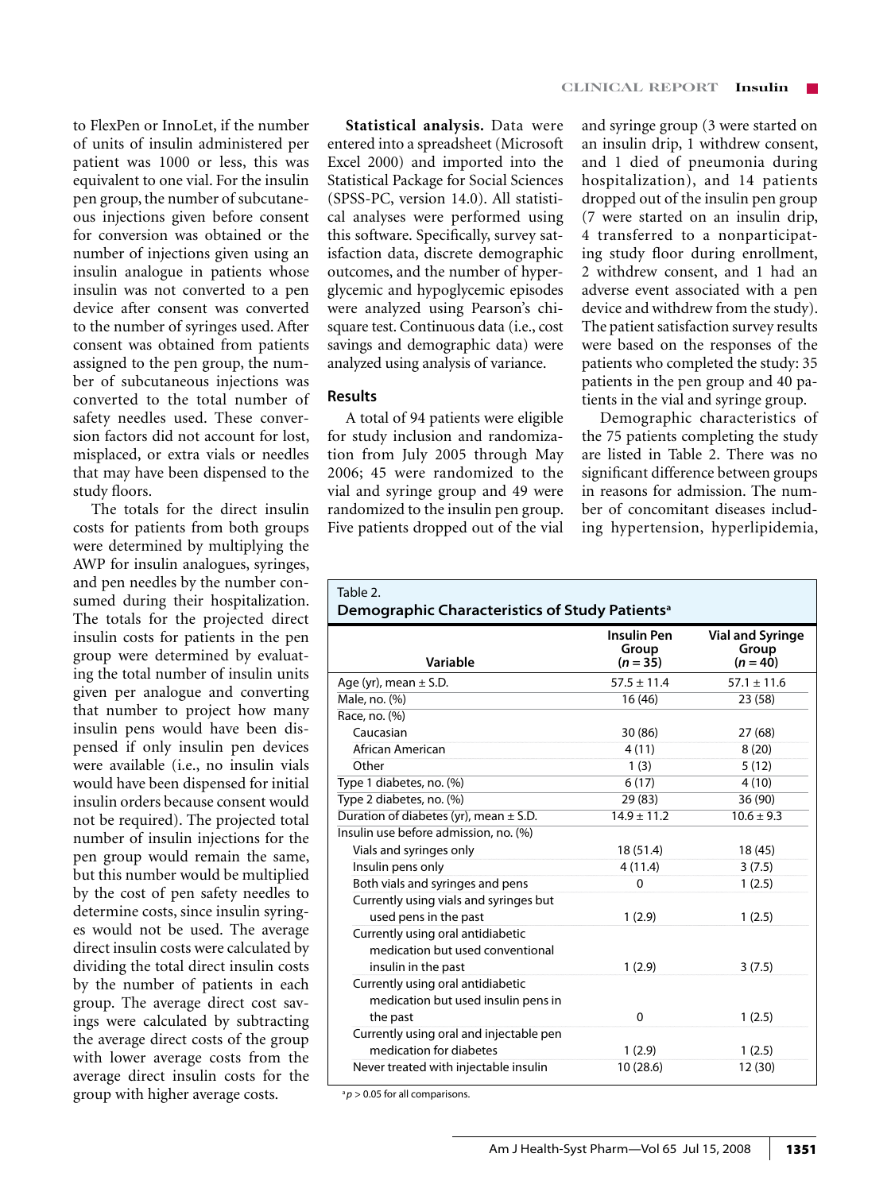to FlexPen or InnoLet, if the number of units of insulin administered per patient was 1000 or less, this was equivalent to one vial. For the insulin pen group, the number of subcutaneous injections given before consent for conversion was obtained or the number of injections given using an insulin analogue in patients whose insulin was not converted to a pen device after consent was converted to the number of syringes used. After consent was obtained from patients assigned to the pen group, the number of subcutaneous injections was converted to the total number of safety needles used. These conversion factors did not account for lost, misplaced, or extra vials or needles that may have been dispensed to the study floors.

The totals for the direct insulin costs for patients from both groups were determined by multiplying the AWP for insulin analogues, syringes, and pen needles by the number consumed during their hospitalization. The totals for the projected direct insulin costs for patients in the pen group were determined by evaluating the total number of insulin units given per analogue and converting that number to project how many insulin pens would have been dispensed if only insulin pen devices were available (i.e., no insulin vials would have been dispensed for initial insulin orders because consent would not be required). The projected total number of insulin injections for the pen group would remain the same, but this number would be multiplied by the cost of pen safety needles to determine costs, since insulin syringes would not be used. The average direct insulin costs were calculated by dividing the total direct insulin costs by the number of patients in each group. The average direct cost savings were calculated by subtracting the average direct costs of the group with lower average costs from the average direct insulin costs for the group with higher average costs.

**Statistical analysis.** Data were entered into a spreadsheet (Microsoft Excel 2000) and imported into the Statistical Package for Social Sciences (SPSS-PC, version 14.0). All statistical analyses were performed using this software. Specifically, survey satisfaction data, discrete demographic outcomes, and the number of hyperglycemic and hypoglycemic episodes were analyzed using Pearson's chi-square test. Continuous data (i.e., cost savings and demographic data) were analyzed using analysis of variance.

## Results

A total of 94 patients were eligible for study inclusion and randomization from July 2005 through May 2006; 45 were randomized to the vial and syringe group and 49 were randomized to the insulin pen group. Five patients dropped out of the vial and syringe group (3 were started on an insulin drip, 1 withdrew consent, and 1 died of pneumonia during hospitalization), and 14 patients dropped out of the insulin pen group (7 were started on an insulin drip, 4 transferred to a nonparticipating study floor during enrollment, 2 withdrew consent, and 1 had an adverse event associated with a pen device and withdrew from the study). The patient satisfaction survey results were based on the responses of the patients who completed the study: 35 patients in the pen group and 40 patients in the vial and syringe group.

Demographic characteristics of the 75 patients completing the study are listed in Table 2. There was no significant difference between groups in reasons for admission. The number of concomitant diseases including hypertension, hyperlipidemia,

Table 2.
**Demographic Characteristics of Study Patients**[a]

| Variable | Insulin Pen Group ($n = 35$) | Vial and Syringe Group ($n = 40$) |
|---|---|---|
| Age (yr), mean ± S.D. | 57.5 ± 11.4 | 57.1 ± 11.6 |
| Male, no. (%) | 16 (46) | 23 (58) |
| Race, no. (%) | | |
| Caucasian | 30 (86) | 27 (68) |
| African American | 4 (11) | 8 (20) |
| Other | 1 (3) | 5 (12) |
| Type 1 diabetes, no. (%) | 6 (17) | 4 (10) |
| Type 2 diabetes, no. (%) | 29 (83) | 36 (90) |
| Duration of diabetes (yr), mean ± S.D. | 14.9 ± 11.2 | 10.6 ± 9.3 |
| Insulin use before admission, no. (%) | | |
| Vials and syringes only | 18 (51.4) | 18 (45) |
| Insulin pens only | 4 (11.4) | 3 (7.5) |
| Both vials and syringes and pens | 0 | 1 (2.5) |
| Currently using vials and syringes but used pens in the past | 1 (2.9) | 1 (2.5) |
| Currently using oral antidiabetic medication but used conventional insulin in the past | 1 (2.9) | 3 (7.5) |
| Currently using oral antidiabetic medication but used insulin pens in the past | 0 | 1 (2.5) |
| Currently using oral and injectable pen medication for diabetes | 1 (2.9) | 1 (2.5) |
| Never treated with injectable insulin | 10 (28.6) | 12 (30) |

[a] $p > 0.05$ for all comparisons.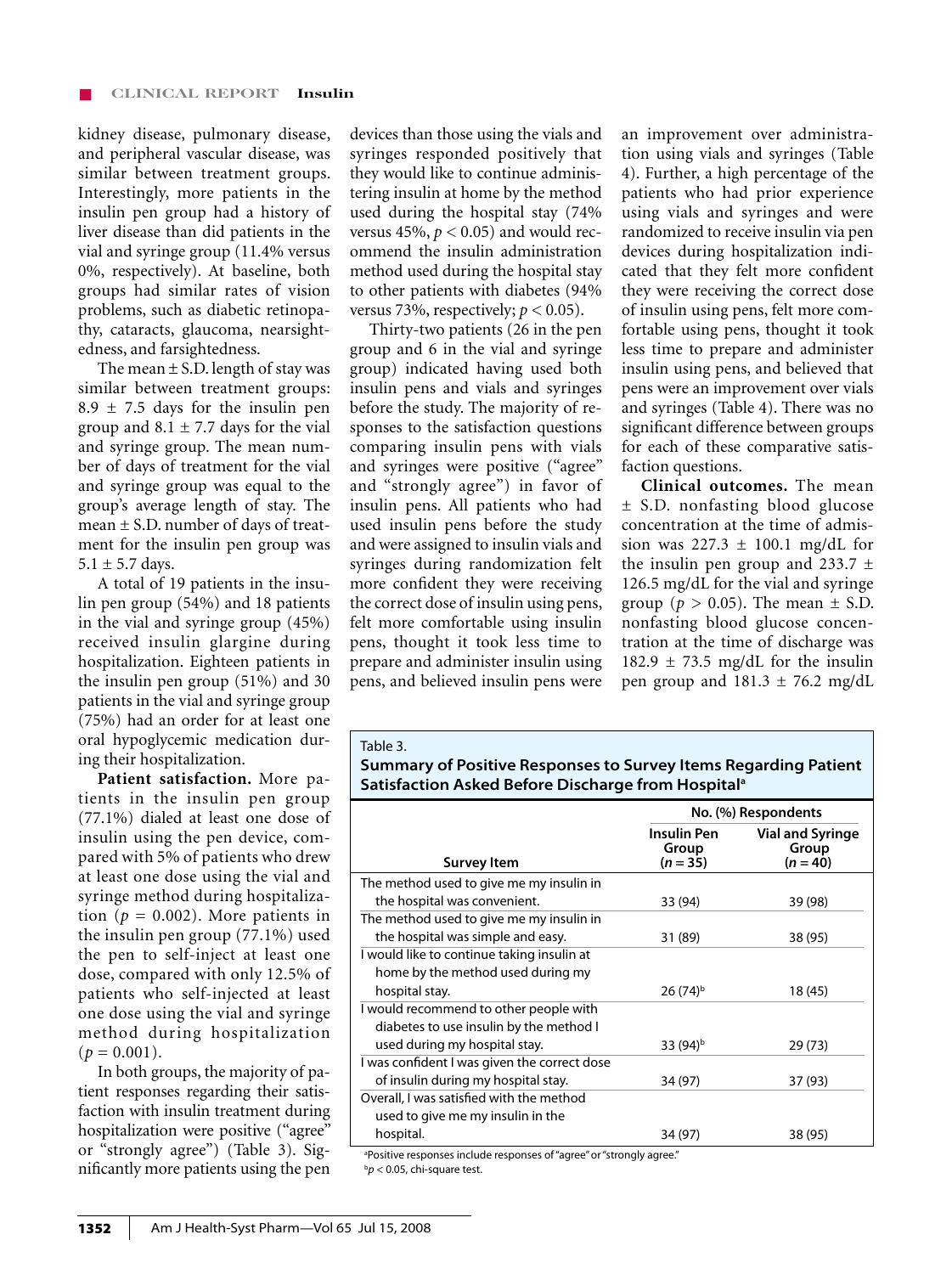kidney disease, pulmonary disease, and peripheral vascular disease, was similar between treatment groups. Interestingly, more patients in the insulin pen group had a history of liver disease than did patients in the vial and syringe group (11.4% versus 0%, respectively). At baseline, both groups had similar rates of vision problems, such as diabetic retinopathy, cataracts, glaucoma, nearsightedness, and farsightedness.

The mean ± S.D. length of stay was similar between treatment groups: 8.9 ± 7.5 days for the insulin pen group and 8.1 ± 7.7 days for the vial and syringe group. The mean number of days of treatment for the vial and syringe group was equal to the group's average length of stay. The mean ± S.D. number of days of treatment for the insulin pen group was 5.1 ± 5.7 days.

A total of 19 patients in the insulin pen group (54%) and 18 patients in the vial and syringe group (45%) received insulin glargine during hospitalization. Eighteen patients in the insulin pen group (51%) and 30 patients in the vial and syringe group (75%) had an order for at least one oral hypoglycemic medication during their hospitalization.

**Patient satisfaction.** More patients in the insulin pen group (77.1%) dialed at least one dose of insulin using the pen device, compared with 5% of patients who drew at least one dose using the vial and syringe method during hospitalization ($p = 0.002$). More patients in the insulin pen group (77.1%) used the pen to self-inject at least one dose, compared with only 12.5% of patients who self-injected at least one dose using the vial and syringe method during hospitalization ($p = 0.001$).

In both groups, the majority of patient responses regarding their satisfaction with insulin treatment during hospitalization were positive ("agree" or "strongly agree") (Table 3). Significantly more patients using the pen devices than those using the vials and syringes responded positively that they would like to continue administering insulin at home by the method used during the hospital stay (74% versus 45%, $p < 0.05$) and would recommend the insulin administration method used during the hospital stay to other patients with diabetes (94% versus 73%, respectively; $p < 0.05$).

Thirty-two patients (26 in the pen group and 6 in the vial and syringe group) indicated having used both insulin pens and vials and syringes before the study. The majority of responses to the satisfaction questions comparing insulin pens with vials and syringes were positive ("agree" and "strongly agree") in favor of insulin pens. All patients who had used insulin pens before the study and were assigned to insulin vials and syringes during randomization felt more confident they were receiving the correct dose of insulin using pens, felt more comfortable using insulin pens, thought it took less time to prepare and administer insulin using pens, and believed insulin pens were an improvement over administration using vials and syringes (Table 4). Further, a high percentage of the patients who had prior experience using vials and syringes and were randomized to receive insulin via pen devices during hospitalization indicated that they felt more confident they were receiving the correct dose of insulin using pens, felt more comfortable using pens, thought it took less time to prepare and administer insulin using pens, and believed that pens were an improvement over vials and syringes (Table 4). There was no significant difference between groups for each of these comparative satisfaction questions.

**Clinical outcomes.** The mean ± S.D. nonfasting blood glucose concentration at the time of admission was 227.3 ± 100.1 mg/dL for the insulin pen group and 233.7 ± 126.5 mg/dL for the vial and syringe group ($p > 0.05$). The mean ± S.D. nonfasting blood glucose concentration at the time of discharge was 182.9 ± 73.5 mg/dL for the insulin pen group and 181.3 ± 76.2 mg/dL

Table 3.
**Summary of Positive Responses to Survey Items Regarding Patient Satisfaction Asked Before Discharge from Hospital[a]**

| Survey Item | No. (%) Respondents | |
|---|---|---|
| | Insulin Pen Group ($n = 35$) | Vial and Syringe Group ($n = 40$) |
| The method used to give me my insulin in the hospital was convenient. | 33 (94) | 39 (98) |
| The method used to give me my insulin in the hospital was simple and easy. | 31 (89) | 38 (95) |
| I would like to continue taking insulin at home by the method used during my hospital stay. | 26 (74)[b] | 18 (45) |
| I would recommend to other people with diabetes to use insulin by the method I used during my hospital stay. | 33 (94)[b] | 29 (73) |
| I was confident I was given the correct dose of insulin during my hospital stay. | 34 (97) | 37 (93) |
| Overall, I was satisfied with the method used to give me my insulin in the hospital. | 34 (97) | 38 (95) |

[a]Positive responses include responses of "agree" or "strongly agree."
[b]$p < 0.05$, chi-square test.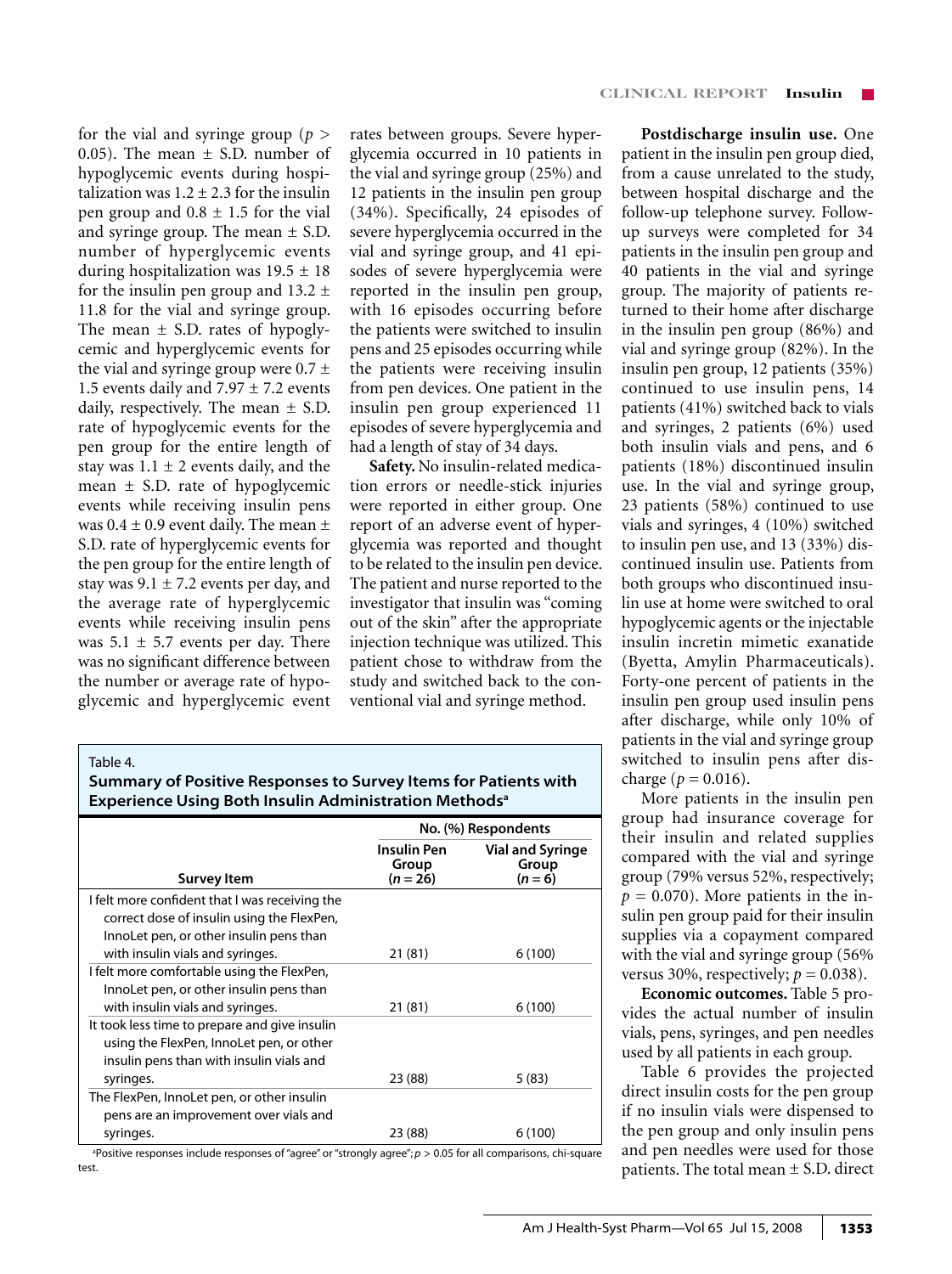for the vial and syringe group ($p > 0.05$). The mean ± S.D. number of hypoglycemic events during hospitalization was 1.2 ± 2.3 for the insulin pen group and 0.8 ± 1.5 for the vial and syringe group. The mean ± S.D. number of hyperglycemic events during hospitalization was 19.5 ± 18 for the insulin pen group and 13.2 ± 11.8 for the vial and syringe group. The mean ± S.D. rates of hypoglycemic and hyperglycemic events for the vial and syringe group were 0.7 ± 1.5 events daily and 7.97 ± 7.2 events daily, respectively. The mean ± S.D. rate of hypoglycemic events for the pen group for the entire length of stay was 1.1 ± 2 events daily, and the mean ± S.D. rate of hypoglycemic events while receiving insulin pens was 0.4 ± 0.9 event daily. The mean ± S.D. rate of hyperglycemic events for the pen group for the entire length of stay was 9.1 ± 7.2 events per day, and the average rate of hyperglycemic events while receiving insulin pens was 5.1 ± 5.7 events per day. There was no significant difference between the number or average rate of hypoglycemic and hyperglycemic event rates between groups. Severe hyperglycemia occurred in 10 patients in the vial and syringe group (25%) and 12 patients in the insulin pen group (34%). Specifically, 24 episodes of severe hyperglycemia occurred in the vial and syringe group, and 41 episodes of severe hyperglycemia were reported in the insulin pen group, with 16 episodes occurring before the patients were switched to insulin pens and 25 episodes occurring while the patients were receiving insulin from pen devices. One patient in the insulin pen group experienced 11 episodes of severe hyperglycemia and had a length of stay of 34 days.

**Safety.** No insulin-related medication errors or needle-stick injuries were reported in either group. One report of an adverse event of hyperglycemia was reported and thought to be related to the insulin pen device. The patient and nurse reported to the investigator that insulin was "coming out of the skin" after the appropriate injection technique was utilized. This patient chose to withdraw from the study and switched back to the conventional vial and syringe method.

Table 4.
**Summary of Positive Responses to Survey Items for Patients with Experience Using Both Insulin Administration Methods**[a]

| | No. (%) Respondents | |
|---|---|---|
| **Survey Item** | **Insulin Pen Group ($n = 26$)** | **Vial and Syringe Group ($n = 6$)** |
| I felt more confident that I was receiving the correct dose of insulin using the FlexPen, InnoLet pen, or other insulin pens than with insulin vials and syringes. | 21 (81) | 6 (100) |
| I felt more comfortable using the FlexPen, InnoLet pen, or other insulin pens than with insulin vials and syringes. | 21 (81) | 6 (100) |
| It took less time to prepare and give insulin using the FlexPen, InnoLet pen, or other insulin pens than with insulin vials and syringes. | 23 (88) | 5 (83) |
| The FlexPen, InnoLet pen, or other insulin pens are an improvement over vials and syringes. | 23 (88) | 6 (100) |

[a]Positive responses include responses of "agree" or "strongly agree"; $p > 0.05$ for all comparisons, chi-square test.

**Postdischarge insulin use.** One patient in the insulin pen group died, from a cause unrelated to the study, between hospital discharge and the follow-up telephone survey. Follow-up surveys were completed for 34 patients in the insulin pen group and 40 patients in the vial and syringe group. The majority of patients returned to their home after discharge in the insulin pen group (86%) and vial and syringe group (82%). In the insulin pen group, 12 patients (35%) continued to use insulin pens, 14 patients (41%) switched back to vials and syringes, 2 patients (6%) used both insulin vials and pens, and 6 patients (18%) discontinued insulin use. In the vial and syringe group, 23 patients (58%) continued to use vials and syringes, 4 (10%) switched to insulin pen use, and 13 (33%) discontinued insulin use. Patients from both groups who discontinued insulin use at home were switched to oral hypoglycemic agents or the injectable insulin incretin mimetic exanatide (Byetta, Amylin Pharmaceuticals). Forty-one percent of patients in the insulin pen group used insulin pens after discharge, while only 10% of patients in the vial and syringe group switched to insulin pens after discharge ($p = 0.016$).

More patients in the insulin pen group had insurance coverage for their insulin and related supplies compared with the vial and syringe group (79% versus 52%, respectively; $p = 0.070$). More patients in the insulin pen group paid for their insulin supplies via a copayment compared with the vial and syringe group (56% versus 30%, respectively; $p = 0.038$).

**Economic outcomes.** Table 5 provides the actual number of insulin vials, pens, syringes, and pen needles used by all patients in each group.

Table 6 provides the projected direct insulin costs for the pen group if no insulin vials were dispensed to the pen group and only insulin pens and pen needles were used for those patients. The total mean ± S.D. direct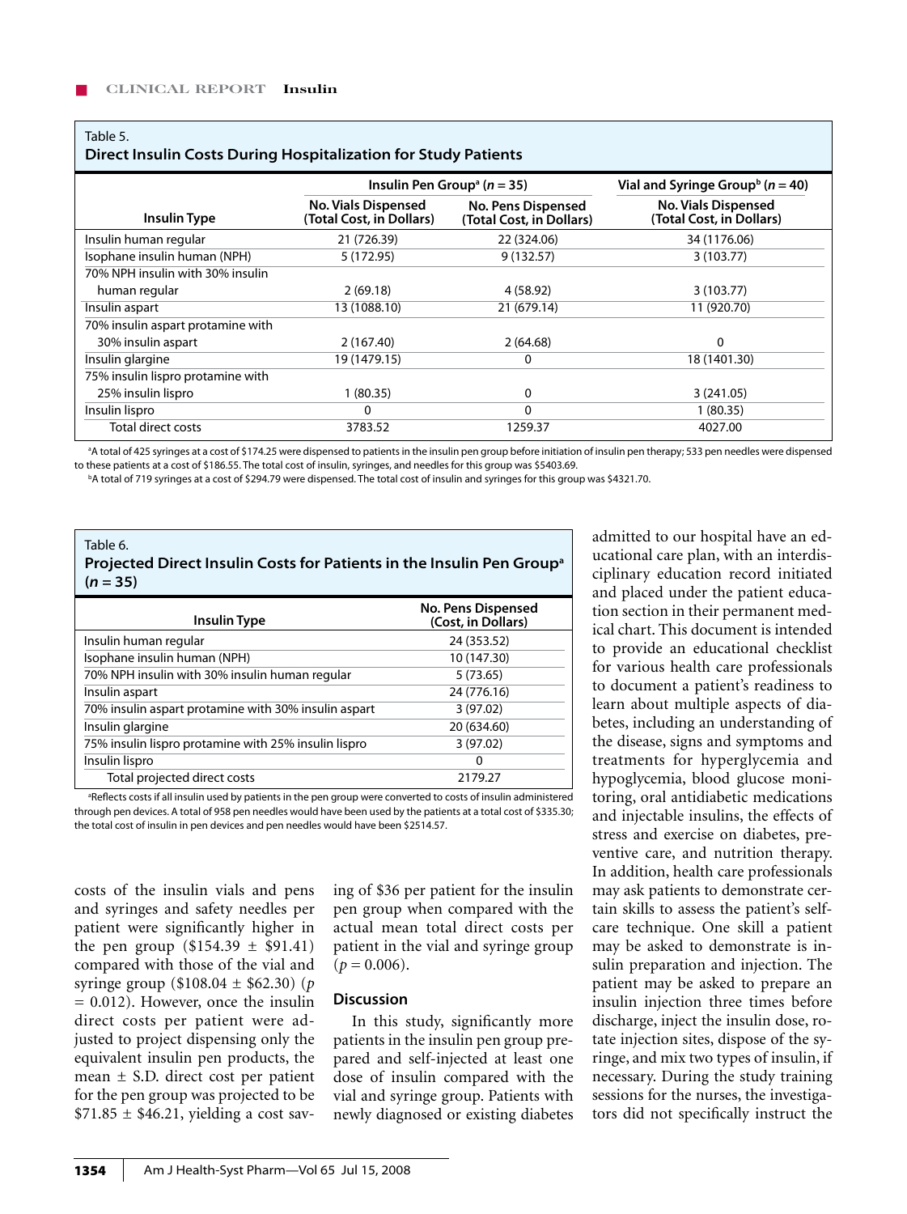Table 5.
**Direct Insulin Costs During Hospitalization for Study Patients**

| Insulin Type | Insulin Pen Group[a] ($n = 35$) | | Vial and Syringe Group[b] ($n = 40$) |
|---|---|---|---|
| | No. Vials Dispensed (Total Cost, in Dollars) | No. Pens Dispensed (Total Cost, in Dollars) | No. Vials Dispensed (Total Cost, in Dollars) |
| Insulin human regular | 21 (726.39) | 22 (324.06) | 34 (1176.06) |
| Isophane insulin human (NPH) | 5 (172.95) | 9 (132.57) | 3 (103.77) |
| 70% NPH insulin with 30% insulin human regular | 2 (69.18) | 4 (58.92) | 3 (103.77) |
| Insulin aspart | 13 (1088.10) | 21 (679.14) | 11 (920.70) |
| 70% insulin aspart protamine with 30% insulin aspart | 2 (167.40) | 2 (64.68) | 0 |
| Insulin glargine | 19 (1479.15) | 0 | 18 (1401.30) |
| 75% insulin lispro protamine with 25% insulin lispro | 1 (80.35) | 0 | 3 (241.05) |
| Insulin lispro | 0 | 0 | 1 (80.35) |
| Total direct costs | 3783.52 | 1259.37 | 4027.00 |

[a]A total of 425 syringes at a cost of $174.25 were dispensed to patients in the insulin pen group before initiation of insulin pen therapy; 533 pen needles were dispensed to these patients at a cost of $186.55. The total cost of insulin, syringes, and needles for this group was $5403.69.

[b]A total of 719 syringes at a cost of $294.79 were dispensed. The total cost of insulin and syringes for this group was $4321.70.

Table 6.
**Projected Direct Insulin Costs for Patients in the Insulin Pen Group[a] ($n = 35$)**

| Insulin Type | No. Pens Dispensed (Cost, in Dollars) |
|---|---|
| Insulin human regular | 24 (353.52) |
| Isophane insulin human (NPH) | 10 (147.30) |
| 70% NPH insulin with 30% insulin human regular | 5 (73.65) |
| Insulin aspart | 24 (776.16) |
| 70% insulin aspart protamine with 30% insulin aspart | 3 (97.02) |
| Insulin glargine | 20 (634.60) |
| 75% insulin lispro protamine with 25% insulin lispro | 3 (97.02) |
| Insulin lispro | 0 |
| Total projected direct costs | 2179.27 |

[a]Reflects costs if all insulin used by patients in the pen group were converted to costs of insulin administered through pen devices. A total of 958 pen needles would have been used by the patients at a total cost of $335.30; the total cost of insulin in pen devices and pen needles would have been $2514.57.

costs of the insulin vials and pens and syringes and safety needles per patient were significantly higher in the pen group ($154.39 ± $91.41) compared with those of the vial and syringe group ($108.04 ± $62.30) ($p = 0.012$). However, once the insulin direct costs per patient were adjusted to project dispensing only the equivalent insulin pen products, the mean ± S.D. direct cost per patient for the pen group was projected to be $71.85 ± $46.21, yielding a cost saving of $36 per patient for the insulin pen group when compared with the actual mean total direct costs per patient in the vial and syringe group ($p = 0.006$).

## Discussion

In this study, significantly more patients in the insulin pen group prepared and self-injected at least one dose of insulin compared with the vial and syringe group. Patients with newly diagnosed or existing diabetes admitted to our hospital have an educational care plan, with an interdisciplinary education record initiated and placed under the patient education section in their permanent medical chart. This document is intended to provide an educational checklist for various health care professionals to document a patient's readiness to learn about multiple aspects of diabetes, including an understanding of the disease, signs and symptoms and treatments for hyperglycemia and hypoglycemia, blood glucose monitoring, oral antidiabetic medications and injectable insulins, the effects of stress and exercise on diabetes, preventive care, and nutrition therapy. In addition, health care professionals may ask patients to demonstrate certain skills to assess the patient's self-care technique. One skill a patient may be asked to demonstrate is insulin preparation and injection. The patient may be asked to prepare an insulin injection three times before discharge, inject the insulin dose, rotate injection sites, dispose of the syringe, and mix two types of insulin, if necessary. During the study training sessions for the nurses, the investigators did not specifically instruct the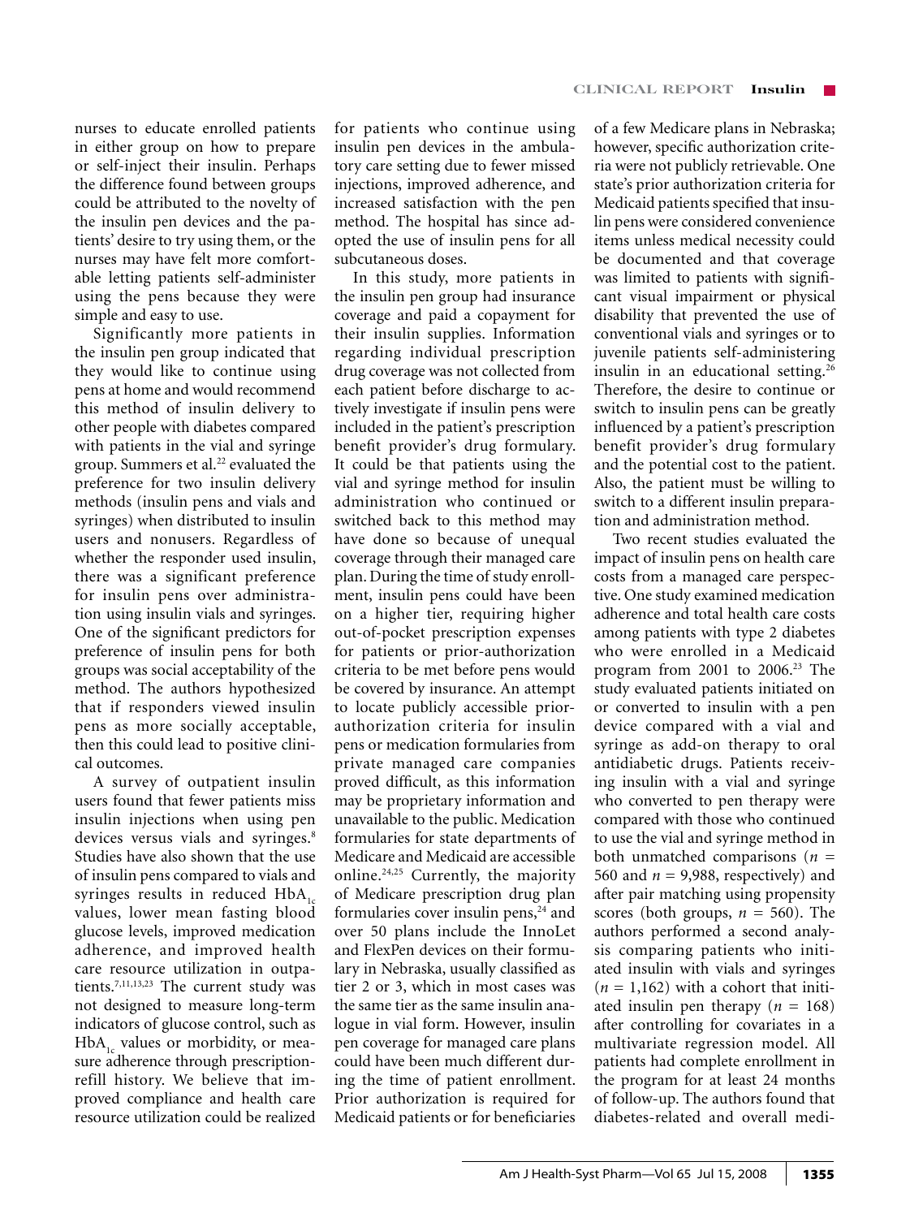nurses to educate enrolled patients in either group on how to prepare or self-inject their insulin. Perhaps the difference found between groups could be attributed to the novelty of the insulin pen devices and the patients' desire to try using them, or the nurses may have felt more comfortable letting patients self-administer using the pens because they were simple and easy to use.

Significantly more patients in the insulin pen group indicated that they would like to continue using pens at home and would recommend this method of insulin delivery to other people with diabetes compared with patients in the vial and syringe group. Summers et al.[22] evaluated the preference for two insulin delivery methods (insulin pens and vials and syringes) when distributed to insulin users and nonusers. Regardless of whether the responder used insulin, there was a significant preference for insulin pens over administration using insulin vials and syringes. One of the significant predictors for preference of insulin pens for both groups was social acceptability of the method. The authors hypothesized that if responders viewed insulin pens as more socially acceptable, then this could lead to positive clinical outcomes.

A survey of outpatient insulin users found that fewer patients miss insulin injections when using pen devices versus vials and syringes.[8] Studies have also shown that the use of insulin pens compared to vials and syringes results in reduced $HbA_{1c}$ values, lower mean fasting blood glucose levels, improved medication adherence, and improved health care resource utilization in outpatients.[7,11,13,23] The current study was not designed to measure long-term indicators of glucose control, such as $HbA_{1c}$ values or morbidity, or measure adherence through prescription-refill history. We believe that improved compliance and health care resource utilization could be realized for patients who continue using insulin pen devices in the ambulatory care setting due to fewer missed injections, improved adherence, and increased satisfaction with the pen method. The hospital has since adopted the use of insulin pens for all subcutaneous doses.

In this study, more patients in the insulin pen group had insurance coverage and paid a copayment for their insulin supplies. Information regarding individual prescription drug coverage was not collected from each patient before discharge to actively investigate if insulin pens were included in the patient's prescription benefit provider's drug formulary. It could be that patients using the vial and syringe method for insulin administration who continued or switched back to this method may have done so because of unequal coverage through their managed care plan. During the time of study enrollment, insulin pens could have been on a higher tier, requiring higher out-of-pocket prescription expenses for patients or prior-authorization criteria to be met before pens would be covered by insurance. An attempt to locate publicly accessible prior-authorization criteria for insulin pens or medication formularies from private managed care companies proved difficult, as this information may be proprietary information and unavailable to the public. Medication formularies for state departments of Medicare and Medicaid are accessible online.[24,25] Currently, the majority of Medicare prescription drug plan formularies cover insulin pens,[24] and over 50 plans include the InnoLet and FlexPen devices on their formulary in Nebraska, usually classified as tier 2 or 3, which in most cases was the same tier as the same insulin analogue in vial form. However, insulin pen coverage for managed care plans could have been much different during the time of patient enrollment. Prior authorization is required for Medicaid patients or for beneficiaries of a few Medicare plans in Nebraska; however, specific authorization criteria were not publicly retrievable. One state's prior authorization criteria for Medicaid patients specified that insulin pens were considered convenience items unless medical necessity could be documented and that coverage was limited to patients with significant visual impairment or physical disability that prevented the use of conventional vials and syringes or to juvenile patients self-administering insulin in an educational setting.[26] Therefore, the desire to continue or switch to insulin pens can be greatly influenced by a patient's prescription benefit provider's drug formulary and the potential cost to the patient. Also, the patient must be willing to switch to a different insulin preparation and administration method.

Two recent studies evaluated the impact of insulin pens on health care costs from a managed care perspective. One study examined medication adherence and total health care costs among patients with type 2 diabetes who were enrolled in a Medicaid program from 2001 to 2006.[23] The study evaluated patients initiated on or converted to insulin with a pen device compared with a vial and syringe as add-on therapy to oral antidiabetic drugs. Patients receiving insulin with a vial and syringe who converted to pen therapy were compared with those who continued to use the vial and syringe method in both unmatched comparisons ($n$ = 560 and $n$ = 9,988, respectively) and after pair matching using propensity scores (both groups, $n$ = 560). The authors performed a second analysis comparing patients who initiated insulin with vials and syringes ($n$ = 1,162) with a cohort that initiated insulin pen therapy ($n$ = 168) after controlling for covariates in a multivariate regression model. All patients had complete enrollment in the program for at least 24 months of follow-up. The authors found that diabetes-related and overall medi-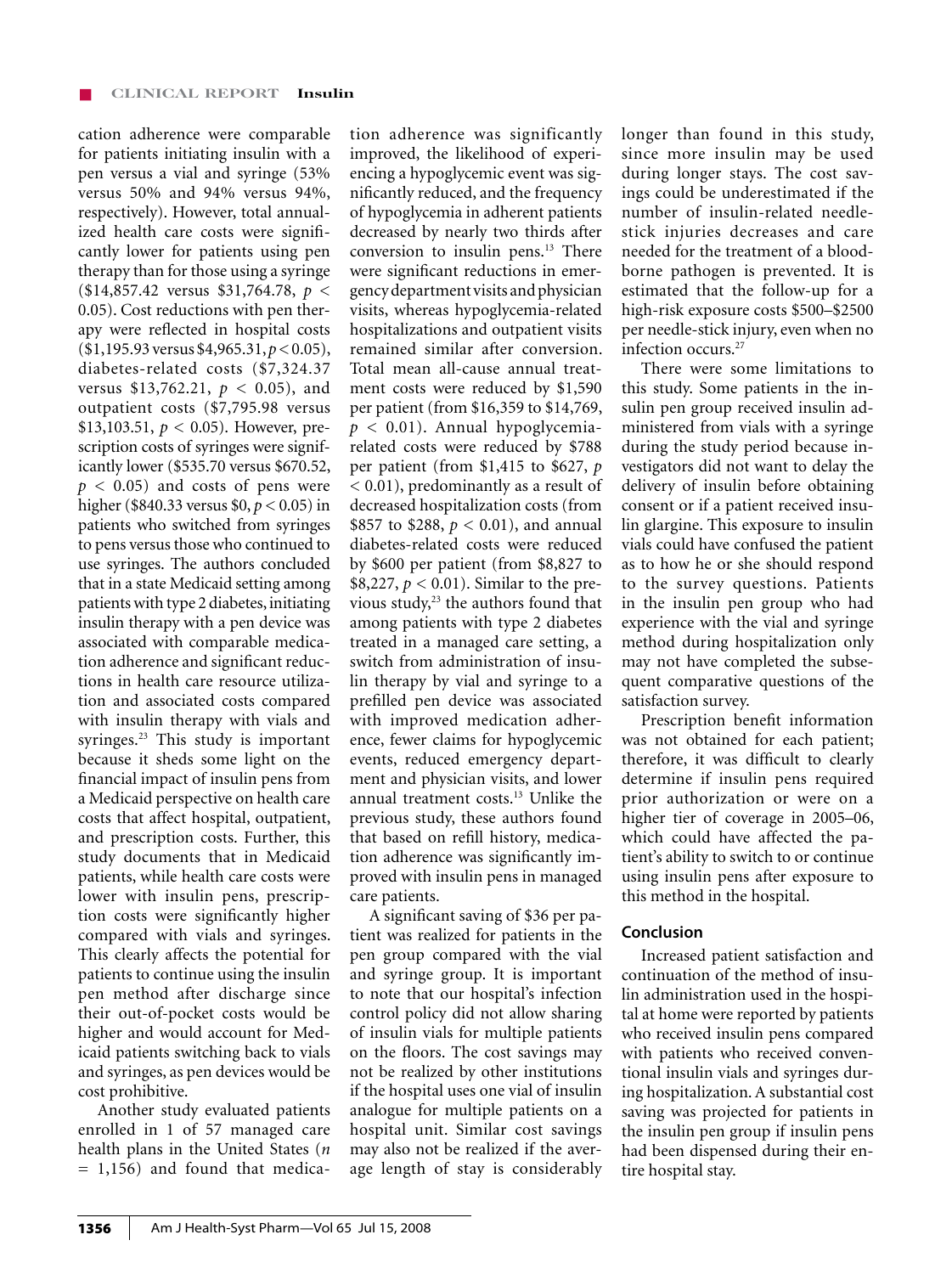cation adherence were comparable for patients initiating insulin with a pen versus a vial and syringe (53% versus 50% and 94% versus 94%, respectively). However, total annualized health care costs were significantly lower for patients using pen therapy than for those using a syringe ($14,857.42 versus $31,764.78, $p < 0.05$). Cost reductions with pen therapy were reflected in hospital costs ($1,195.93 versus $4,965.31, $p < 0.05$), diabetes-related costs ($7,324.37 versus $13,762.21, $p < 0.05$), and outpatient costs ($7,795.98 versus $13,103.51, $p < 0.05$). However, prescription costs of syringes were significantly lower ($535.70 versus $670.52, $p < 0.05$) and costs of pens were higher ($840.33 versus $0, $p < 0.05$) in patients who switched from syringes to pens versus those who continued to use syringes. The authors concluded that in a state Medicaid setting among patients with type 2 diabetes, initiating insulin therapy with a pen device was associated with comparable medication adherence and significant reductions in health care resource utilization and associated costs compared with insulin therapy with vials and syringes.[23] This study is important because it sheds some light on the financial impact of insulin pens from a Medicaid perspective on health care costs that affect hospital, outpatient, and prescription costs. Further, this study documents that in Medicaid patients, while health care costs were lower with insulin pens, prescription costs were significantly higher compared with vials and syringes. This clearly affects the potential for patients to continue using the insulin pen method after discharge since their out-of-pocket costs would be higher and would account for Medicaid patients switching back to vials and syringes, as pen devices would be cost prohibitive.

Another study evaluated patients enrolled in 1 of 57 managed care health plans in the United States ($n = 1,156$) and found that medication adherence was significantly improved, the likelihood of experiencing a hypoglycemic event was significantly reduced, and the frequency of hypoglycemia in adherent patients decreased by nearly two thirds after conversion to insulin pens.[13] There were significant reductions in emergency department visits and physician visits, whereas hypoglycemia-related hospitalizations and outpatient visits remained similar after conversion. Total mean all-cause annual treatment costs were reduced by $1,590 per patient (from $16,359 to $14,769, $p < 0.01$). Annual hypoglycemia-related costs were reduced by $788 per patient (from $1,415 to $627, $p < 0.01$), predominantly as a result of decreased hospitalization costs (from $857 to $288, $p < 0.01$), and annual diabetes-related costs were reduced by $600 per patient (from $8,827 to $8,227, $p < 0.01$). Similar to the previous study,[23] the authors found that among patients with type 2 diabetes treated in a managed care setting, a switch from administration of insulin therapy by vial and syringe to a prefilled pen device was associated with improved medication adherence, fewer claims for hypoglycemic events, reduced emergency department and physician visits, and lower annual treatment costs.[13] Unlike the previous study, these authors found that based on refill history, medication adherence was significantly improved with insulin pens in managed care patients.

A significant saving of $36 per patient was realized for patients in the pen group compared with the vial and syringe group. It is important to note that our hospital's infection control policy did not allow sharing of insulin vials for multiple patients on the floors. The cost savings may not be realized by other institutions if the hospital uses one vial of insulin analogue for multiple patients on a hospital unit. Similar cost savings may also not be realized if the average length of stay is considerably longer than found in this study, since more insulin may be used during longer stays. The cost savings could be underestimated if the number of insulin-related needle-stick injuries decreases and care needed for the treatment of a blood-borne pathogen is prevented. It is estimated that the follow-up for a high-risk exposure costs $500–$2500 per needle-stick injury, even when no infection occurs.[27]

There were some limitations to this study. Some patients in the insulin pen group received insulin administered from vials with a syringe during the study period because investigators did not want to delay the delivery of insulin before obtaining consent or if a patient received insulin glargine. This exposure to insulin vials could have confused the patient as to how he or she should respond to the survey questions. Patients in the insulin pen group who had experience with the vial and syringe method during hospitalization only may not have completed the subsequent comparative questions of the satisfaction survey.

Prescription benefit information was not obtained for each patient; therefore, it was difficult to clearly determine if insulin pens required prior authorization or were on a higher tier of coverage in 2005–06, which could have affected the patient's ability to switch to or continue using insulin pens after exposure to this method in the hospital.

## Conclusion

Increased patient satisfaction and continuation of the method of insulin administration used in the hospital at home were reported by patients who received insulin pens compared with patients who received conventional insulin vials and syringes during hospitalization. A substantial cost saving was projected for patients in the insulin pen group if insulin pens had been dispensed during their entire hospital stay.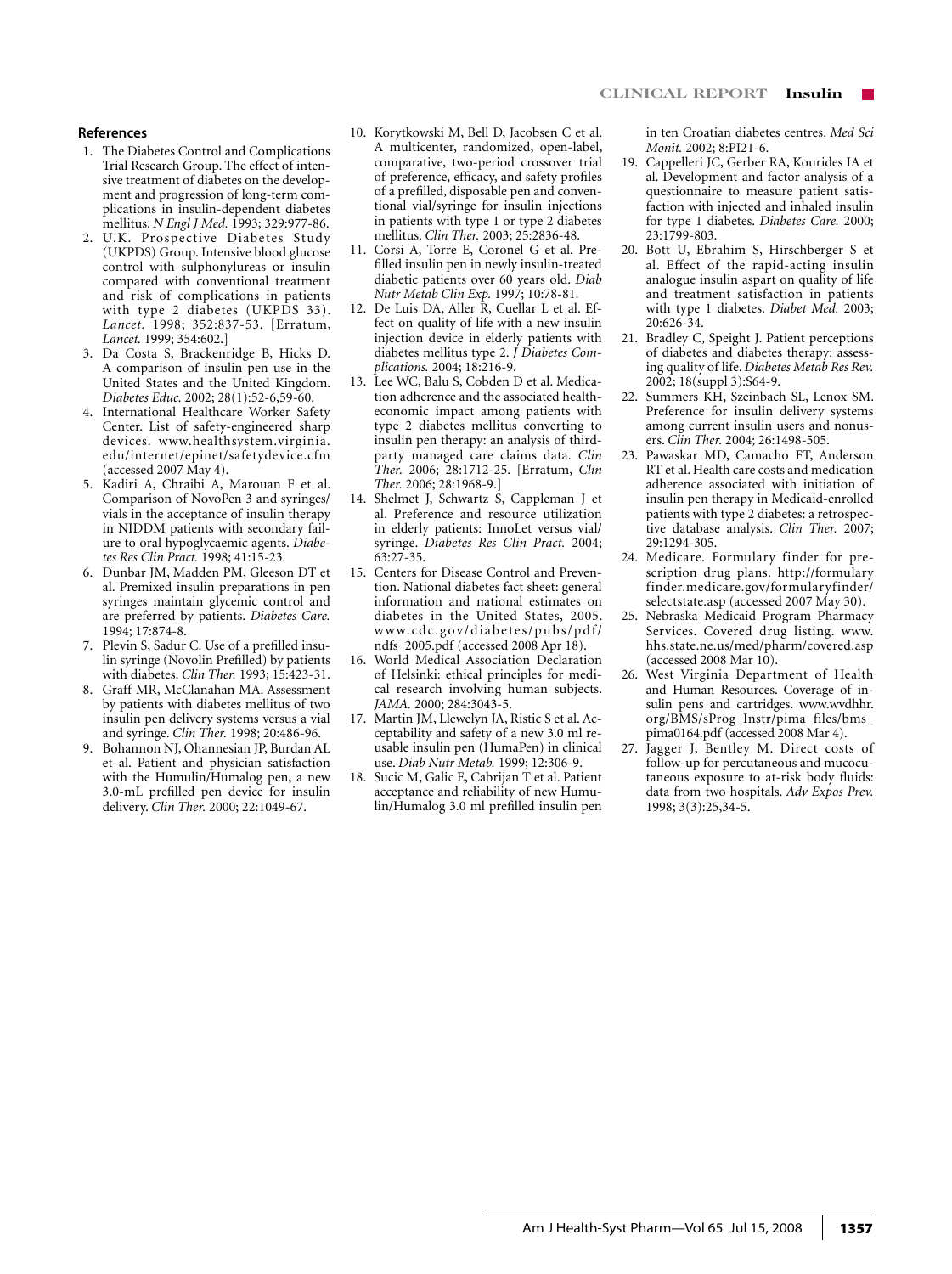## References

1. The Diabetes Control and Complications Trial Research Group. The effect of intensive treatment of diabetes on the development and progression of long-term complications in insulin-dependent diabetes mellitus. *N Engl J Med.* 1993; 329:977-86.
2. U.K. Prospective Diabetes Study (UKPDS) Group. Intensive blood glucose control with sulphonylureas or insulin compared with conventional treatment and risk of complications in patients with type 2 diabetes (UKPDS 33). *Lancet.* 1998; 352:837-53. [Erratum, *Lancet.* 1999; 354:602.]
3. Da Costa S, Brackenridge B, Hicks D. A comparison of insulin pen use in the United States and the United Kingdom. *Diabetes Educ.* 2002; 28(1):52-6,59-60.
4. International Healthcare Worker Safety Center. List of safety-engineered sharp devices. www.healthsystem.virginia.edu/internet/epinet/safetydevice.cfm (accessed 2007 May 4).
5. Kadiri A, Chraibi A, Marouan F et al. Comparison of NovoPen 3 and syringes/vials in the acceptance of insulin therapy in NIDDM patients with secondary failure to oral hypoglycaemic agents. *Diabetes Res Clin Pract.* 1998; 41:15-23.
6. Dunbar JM, Madden PM, Gleeson DT et al. Premixed insulin preparations in pen syringes maintain glycemic control and are preferred by patients. *Diabetes Care.* 1994; 17:874-8.
7. Plevin S, Sadur C. Use of a prefilled insulin syringe (Novolin Prefilled) by patients with diabetes. *Clin Ther.* 1993; 15:423-31.
8. Graff MR, McClanahan MA. Assessment by patients with diabetes mellitus of two insulin pen delivery systems versus a vial and syringe. *Clin Ther.* 1998; 20:486-96.
9. Bohannon NJ, Ohannesian JP, Burdan AL et al. Patient and physician satisfaction with the Humulin/Humalog pen, a new 3.0-mL prefilled pen device for insulin delivery. *Clin Ther.* 2000; 22:1049-67.
10. Korytkowski M, Bell D, Jacobsen C et al. A multicenter, randomized, open-label, comparative, two-period crossover trial of preference, efficacy, and safety profiles of a prefilled, disposable pen and conventional vial/syringe for insulin injections in patients with type 1 or type 2 diabetes mellitus. *Clin Ther.* 2003; 25:2836-48.
11. Corsi A, Torre E, Coronel G et al. Prefilled insulin pen in newly insulin-treated diabetic patients over 60 years old. *Diab Nutr Metab Clin Exp.* 1997; 10:78-81.
12. De Luis DA, Aller R, Cuellar L et al. Effect on quality of life with a new insulin injection device in elderly patients with diabetes mellitus type 2. *J Diabetes Complications.* 2004; 18:216-9.
13. Lee WC, Balu S, Cobden D et al. Medication adherence and the associated health-economic impact among patients with type 2 diabetes mellitus converting to insulin pen therapy: an analysis of third-party managed care claims data. *Clin Ther.* 2006; 28:1712-25. [Erratum, *Clin Ther.* 2006; 28:1968-9.]
14. Shelmet J, Schwartz S, Cappleman J et al. Preference and resource utilization in elderly patients: InnoLet versus vial/syringe. *Diabetes Res Clin Pract.* 2004; 63:27-35.
15. Centers for Disease Control and Prevention. National diabetes fact sheet: general information and national estimates on diabetes in the United States, 2005. www.cdc.gov/diabetes/pubs/pdf/ndfs_2005.pdf (accessed 2008 Apr 18).
16. World Medical Association Declaration of Helsinki: ethical principles for medical research involving human subjects. *JAMA.* 2000; 284:3043-5.
17. Martin JM, Llewelyn JA, Ristic S et al. Acceptability and safety of a new 3.0 ml reusable insulin pen (HumaPen) in clinical use. *Diab Nutr Metab.* 1999; 12:306-9.
18. Sucic M, Galic E, Cabrijan T et al. Patient acceptance and reliability of new Humulin/Humalog 3.0 ml prefilled insulin pen in ten Croatian diabetes centres. *Med Sci Monit.* 2002; 8:PI21-6.
19. Cappelleri JC, Gerber RA, Kourides IA et al. Development and factor analysis of a questionnaire to measure patient satisfaction with injected and inhaled insulin for type 1 diabetes. *Diabetes Care.* 2000; 23:1799-803.
20. Bott U, Ebrahim S, Hirschberger S et al. Effect of the rapid-acting insulin analogue insulin aspart on quality of life and treatment satisfaction in patients with type 1 diabetes. *Diabet Med.* 2003; 20:626-34.
21. Bradley C, Speight J. Patient perceptions of diabetes and diabetes therapy: assessing quality of life. *Diabetes Metab Res Rev.* 2002; 18(suppl 3):S64-9.
22. Summers KH, Szeinbach SL, Lenox SM. Preference for insulin delivery systems among current insulin users and nonusers. *Clin Ther.* 2004; 26:1498-505.
23. Pawaskar MD, Camacho FT, Anderson RT et al. Health care costs and medication adherence associated with initiation of insulin pen therapy in Medicaid-enrolled patients with type 2 diabetes: a retrospective database analysis. *Clin Ther.* 2007; 29:1294-305.
24. Medicare. Formulary finder for prescription drug plans. http://formularyfinder.medicare.gov/formularyfinder/selectstate.asp (accessed 2007 May 30).
25. Nebraska Medicaid Program Pharmacy Services. Covered drug listing. www.hhs.state.ne.us/med/pharm/covered.asp (accessed 2008 Mar 10).
26. West Virginia Department of Health and Human Resources. Coverage of insulin pens and cartridges. www.wvdhhr.org/BMS/sProg_Instr/pima_files/bms_pima0164.pdf (accessed 2008 Mar 4).
27. Jagger J, Bentley M. Direct costs of follow-up for percutaneous and mucocutaneous exposure to at-risk body fluids: data from two hospitals. *Adv Expos Prev.* 1998; 3(3):25,34-5.